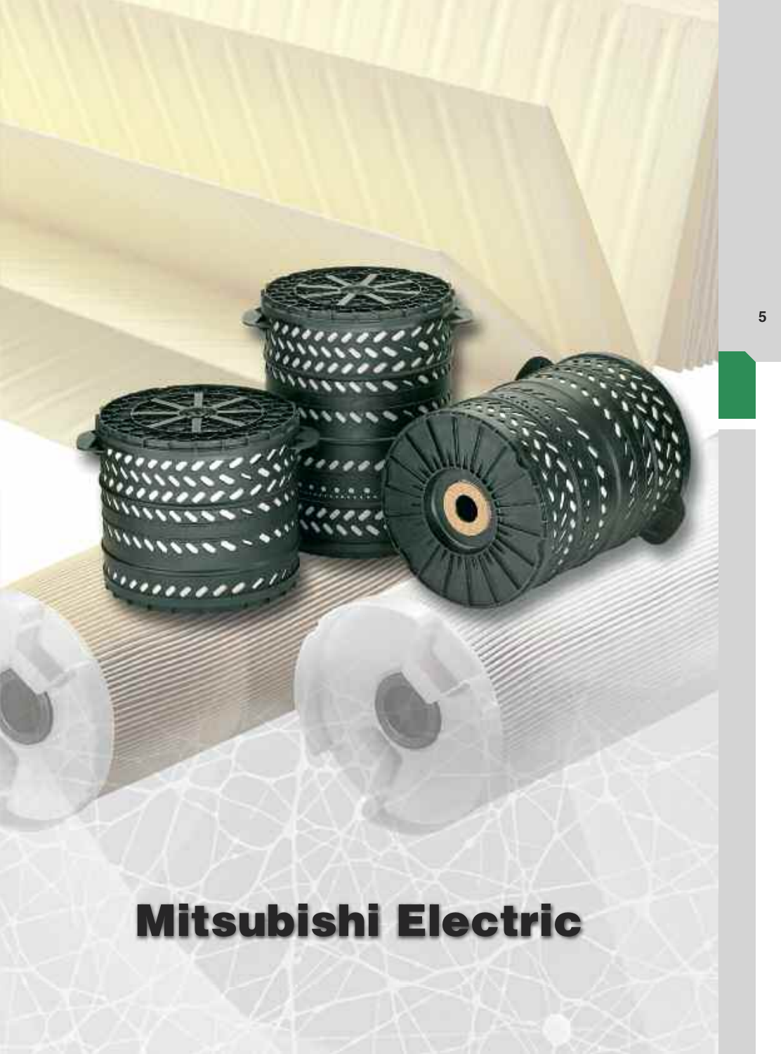# Mitsubishi Electric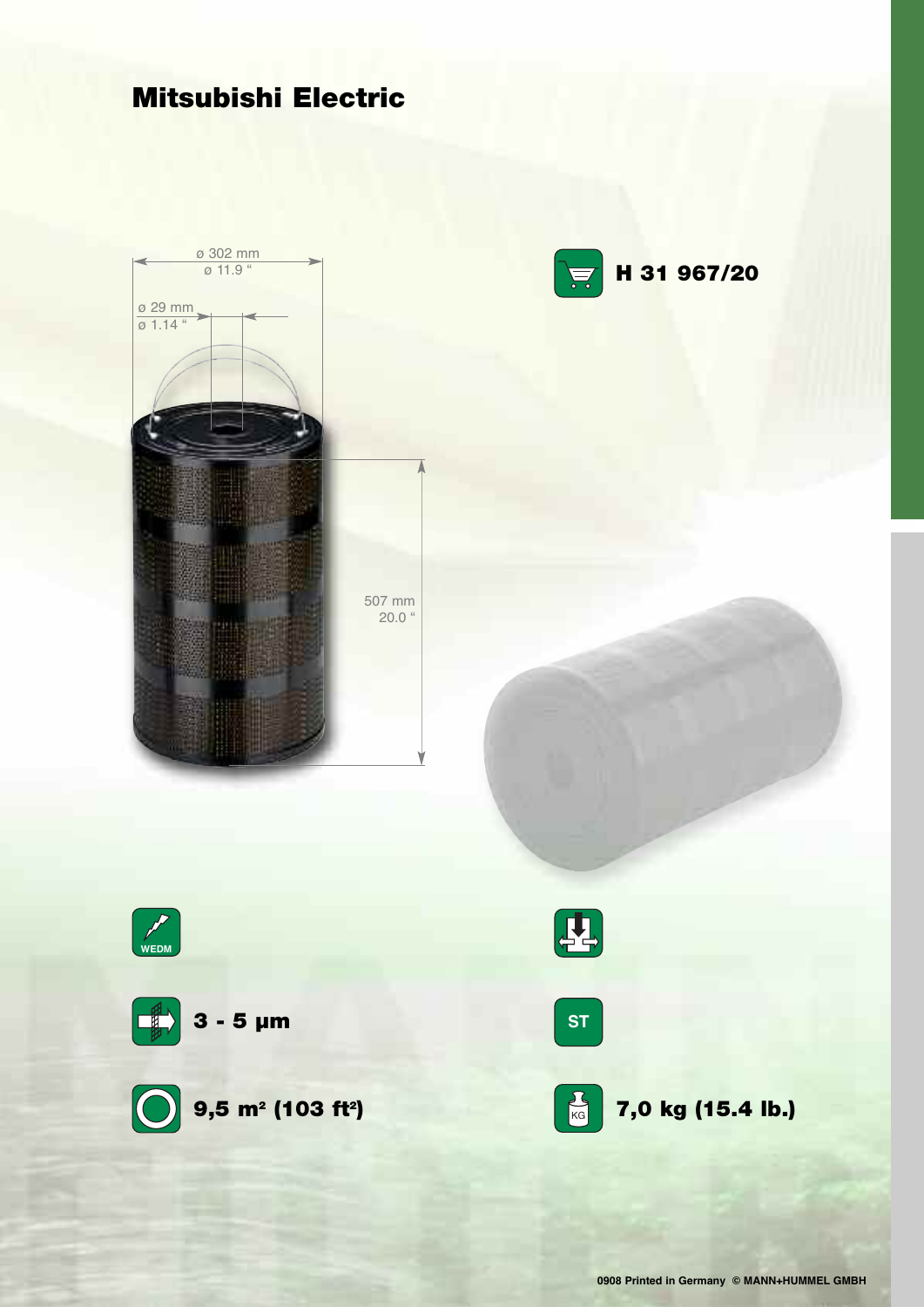# Mitsubishi Electric

ø 302 mm
ø 11.9 "

ø 29 mm
ø 1.14 "

507 mm
20.0 "

**H 31 967/20**

WEDM

**3 - 5 µm**

ST

**9,5 m² (103 ft²)**

**7,0 kg (15.4 lb.)**

0908 Printed in Germany © MANN+HUMMEL GMBH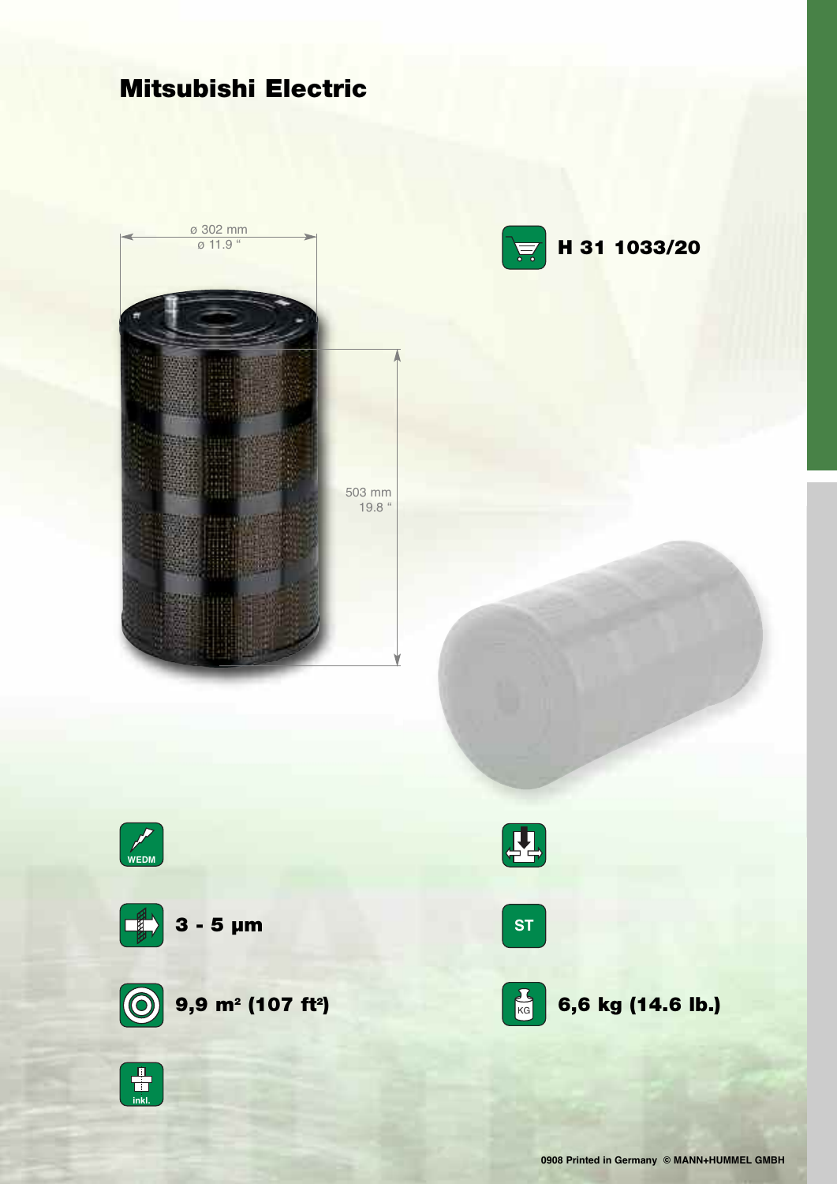# Mitsubishi Electric

ø 302 mm
ø 11.9 "

503 mm
19.8 "

**H 31 1033/20**

WEDM

**3 - 5 µm**

ST

**9,9 m² (107 ft²)**

**6,6 kg (14.6 lb.)**

inkl.

0908 Printed in Germany © MANN+HUMMEL GMBH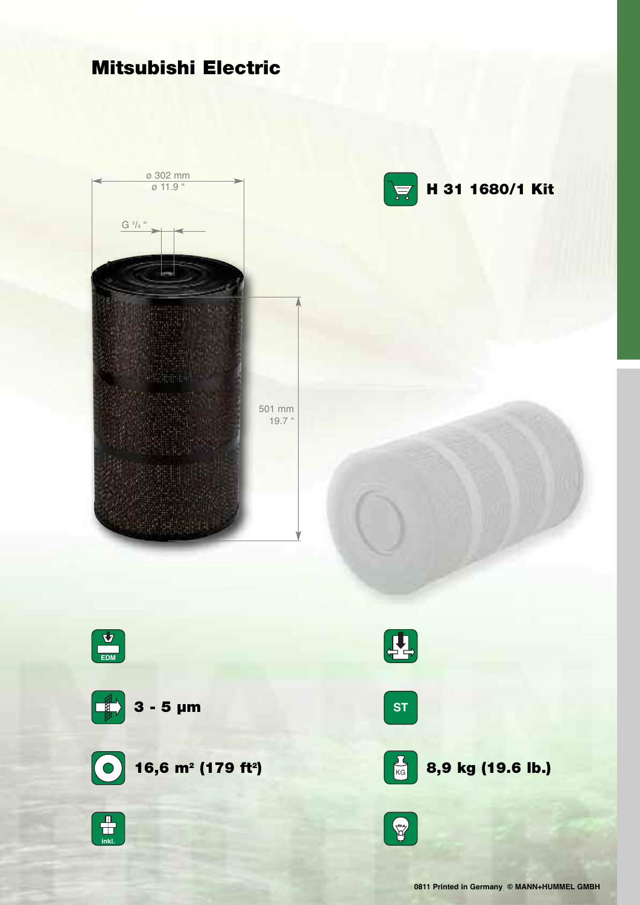# Mitsubishi Electric

**H 31 1680/1 Kit**

ø 302 mm
ø 11.9 "

G ¾ "

501 mm
19.7 "

EDM

**3 - 5 µm**

ST

**16,6 m² (179 ft²)**

**8,9 kg (19.6 lb.)**

inkl.

0811 Printed in Germany © MANN+HUMMEL GMBH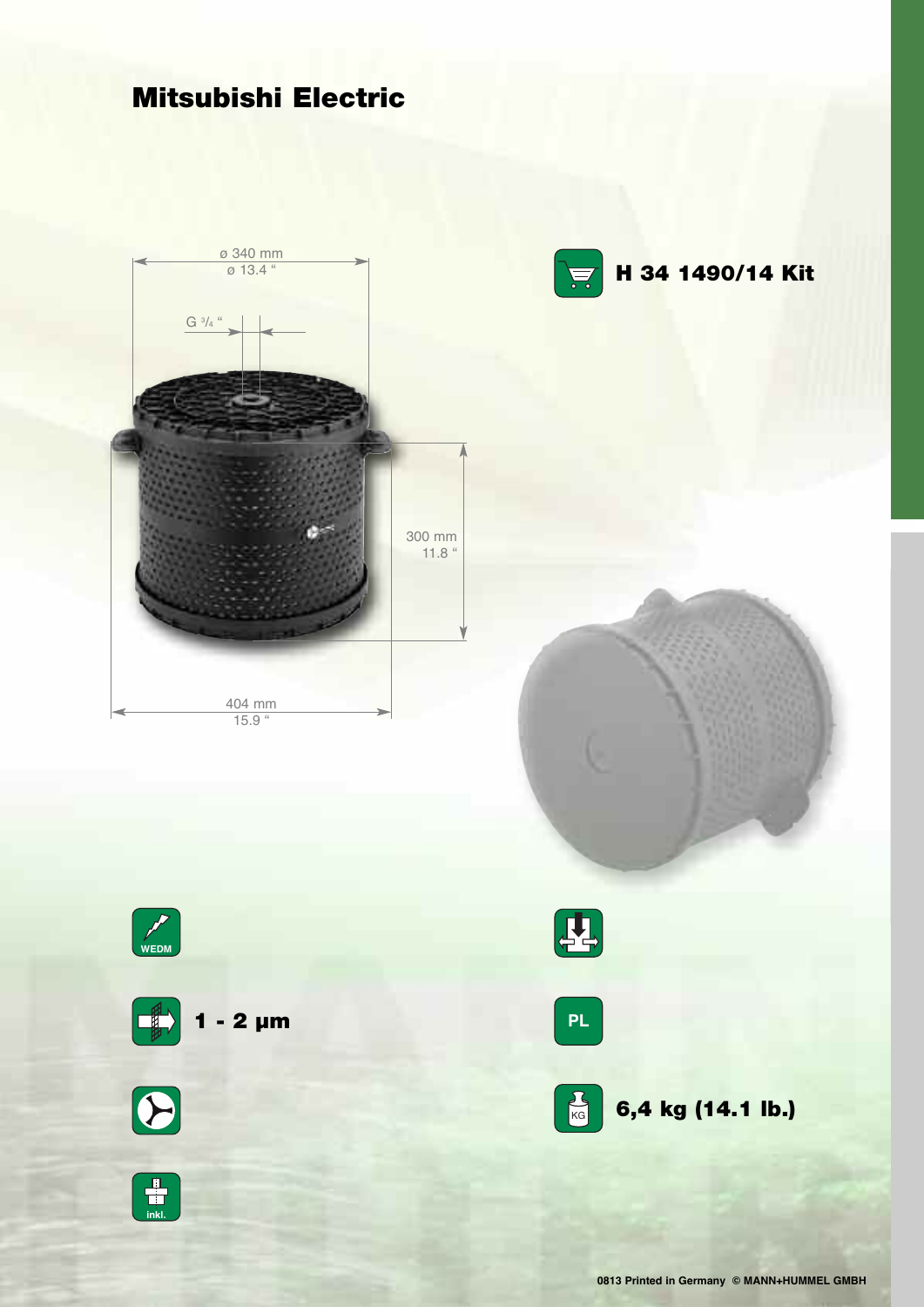# Mitsubishi Electric

ø 340 mm
ø 13.4 "

G 3/4 "

300 mm
11.8 "

404 mm
15.9 "

**H 34 1490/14 Kit**

WEDM

**1 - 2 µm**

PL

inkl.

**6,4 kg (14.1 lb.)**

0813 Printed in Germany © MANN+HUMMEL GMBH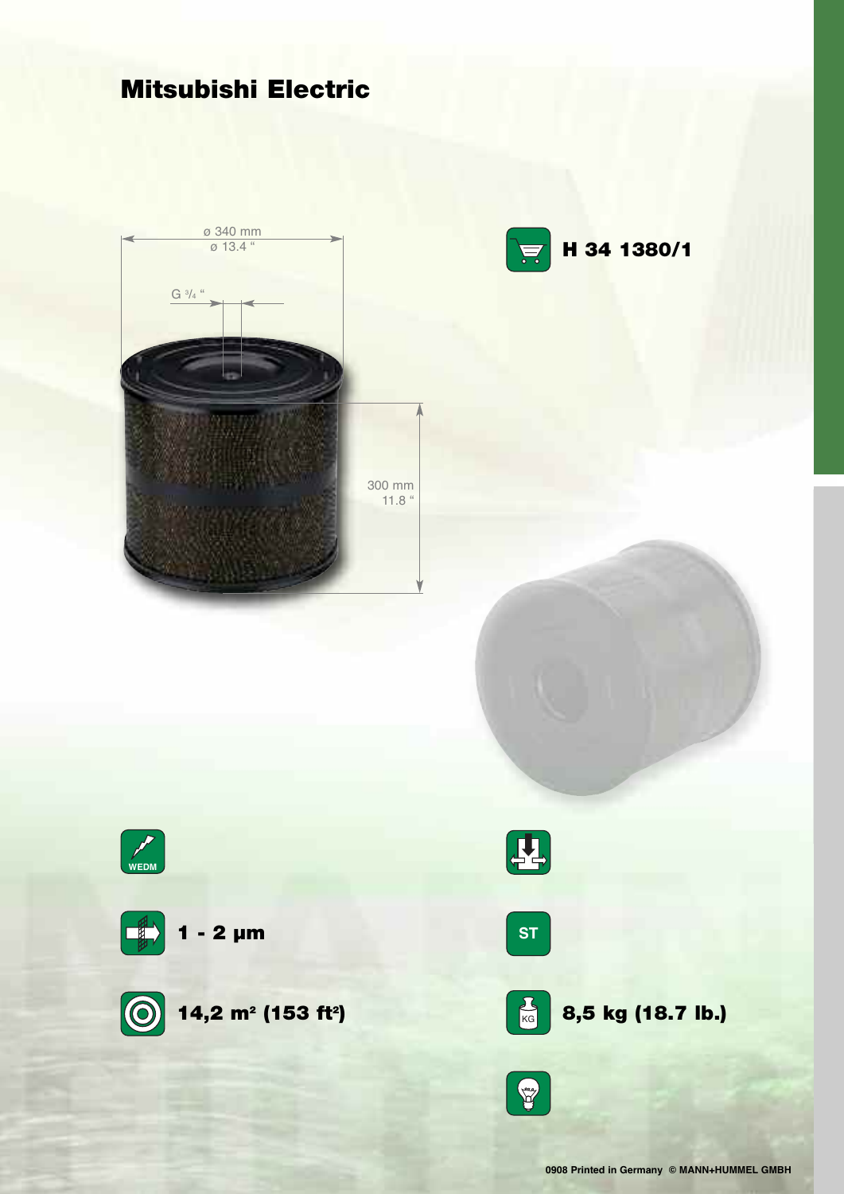# Mitsubishi Electric

ø 340 mm
ø 13.4 "

G ³/₄ "

300 mm
11.8 "

**H 34 1380/1**

WEDM

**1 - 2 µm**

ST

**14,2 m² (153 ft²)**

**8,5 kg (18.7 lb.)**

0908 Printed in Germany © MANN+HUMMEL GMBH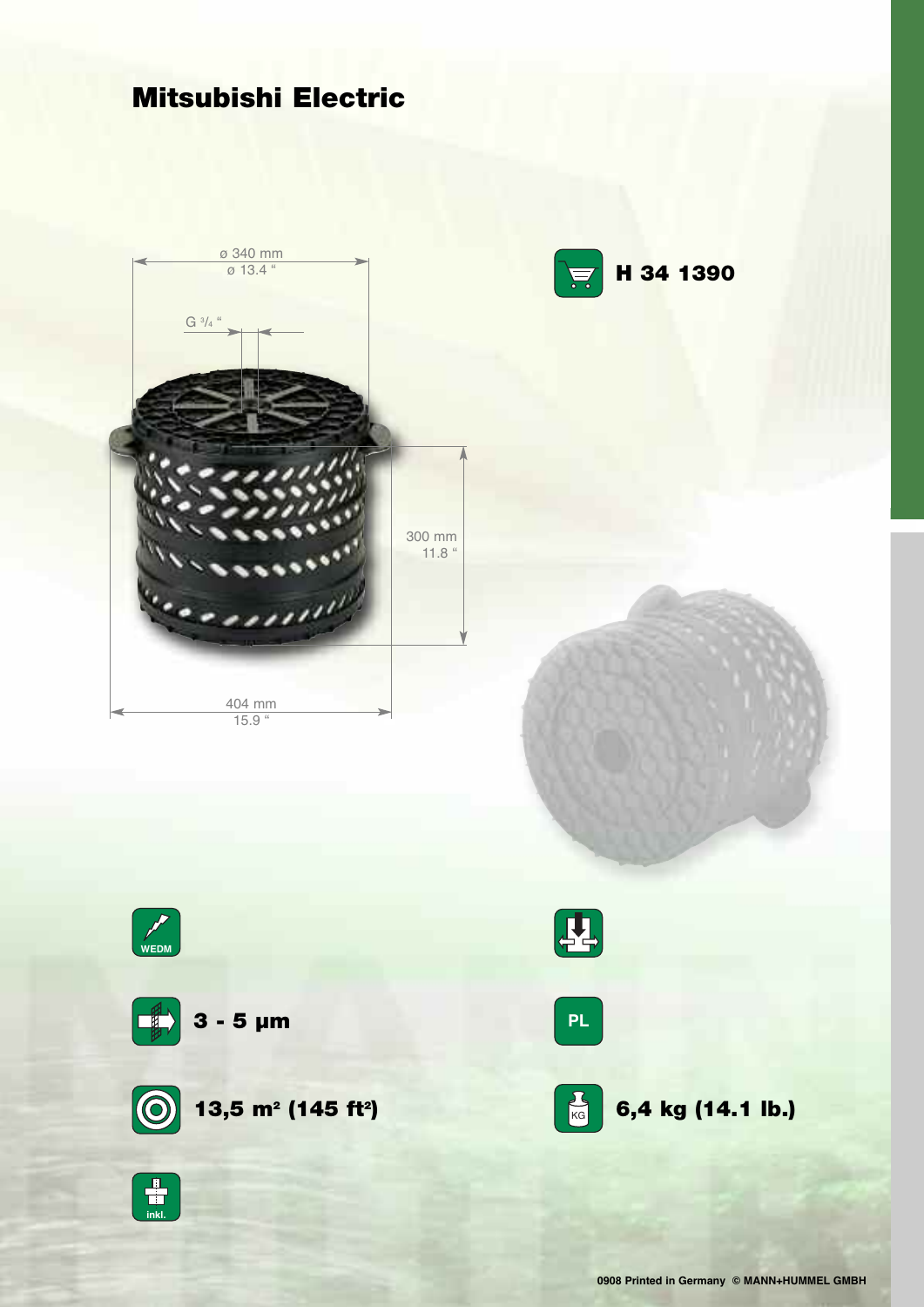# Mitsubishi Electric

ø 340 mm
ø 13.4 "

G ³/₄ "

300 mm
11.8 "

404 mm
15.9 "

**H 34 1390**

WEDM

**3 - 5 µm**

PL

**13,5 m² (145 ft²)**

**6,4 kg (14.1 lb.)**

inkl.

0908 Printed in Germany © MANN+HUMMEL GMBH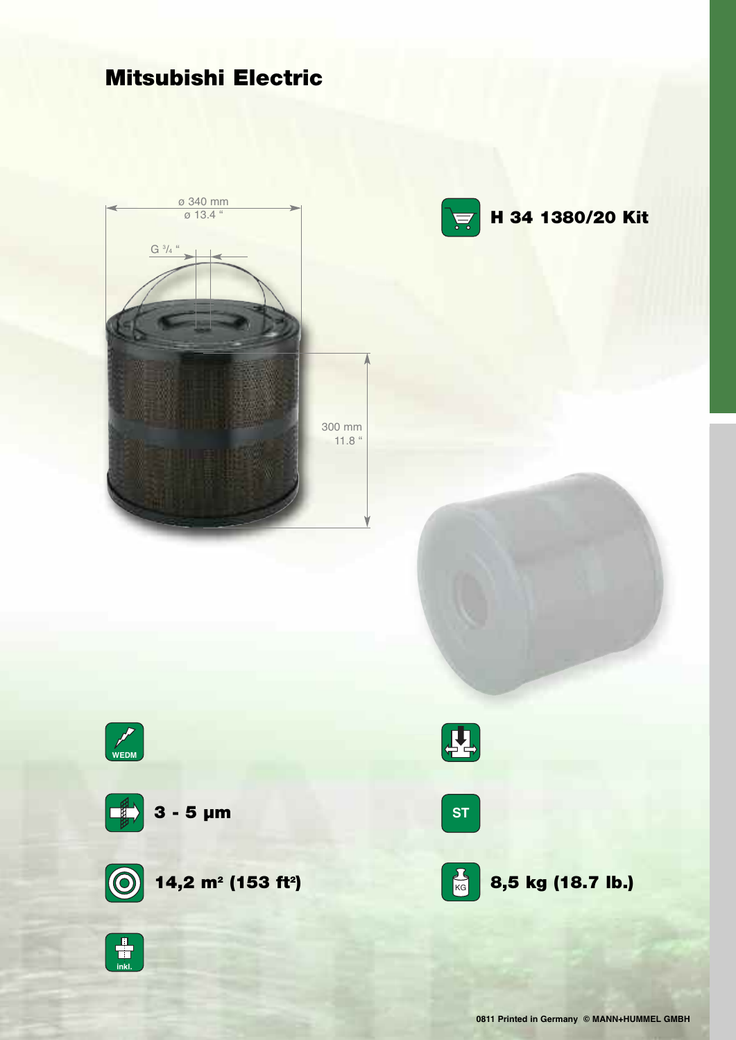# Mitsubishi Electric

ø 340 mm
ø 13.4 "

G ¾ "

300 mm
11.8 "

**H 34 1380/20 Kit**

WEDM

**3 - 5 µm**

ST

**14,2 m² (153 ft²)**

**8,5 kg (18.7 lb.)**

inkl.

0811 Printed in Germany © MANN+HUMMEL GMBH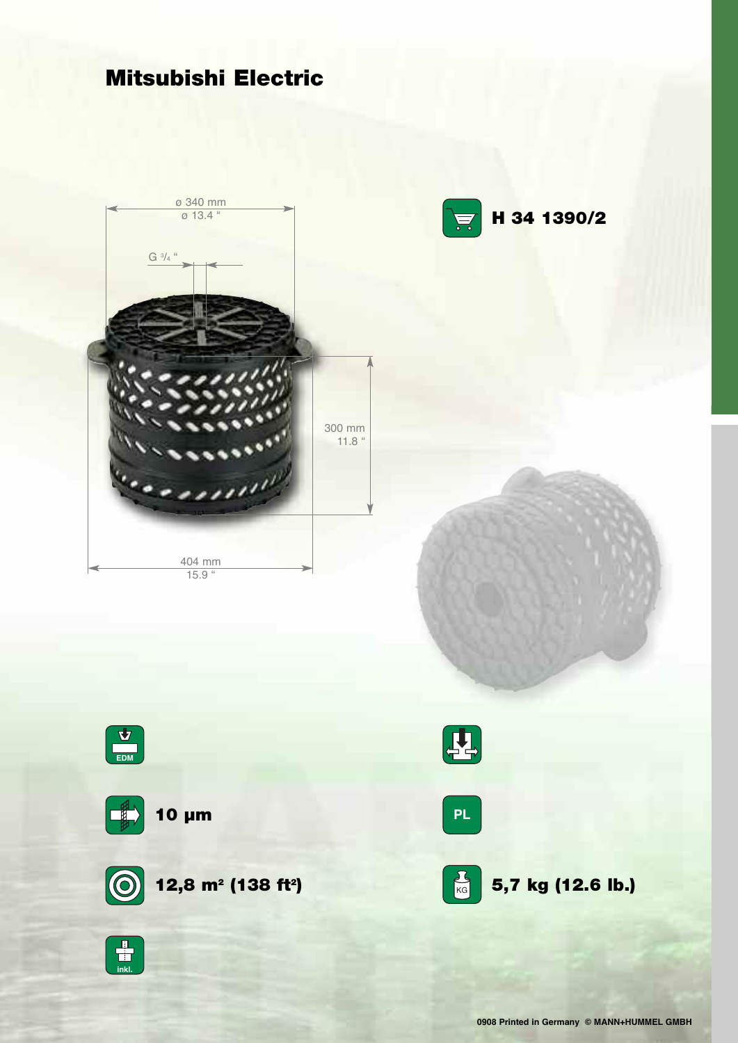# Mitsubishi Electric

ø 340 mm
ø 13.4 "

G 3/4 "

300 mm
11.8 "

404 mm
15.9 "

**H 34 1390/2**

EDM

**10 µm**

PL

**12,8 m² (138 ft²)**

**5,7 kg (12.6 lb.)**

inkl.

0908 Printed in Germany © MANN+HUMMEL GMBH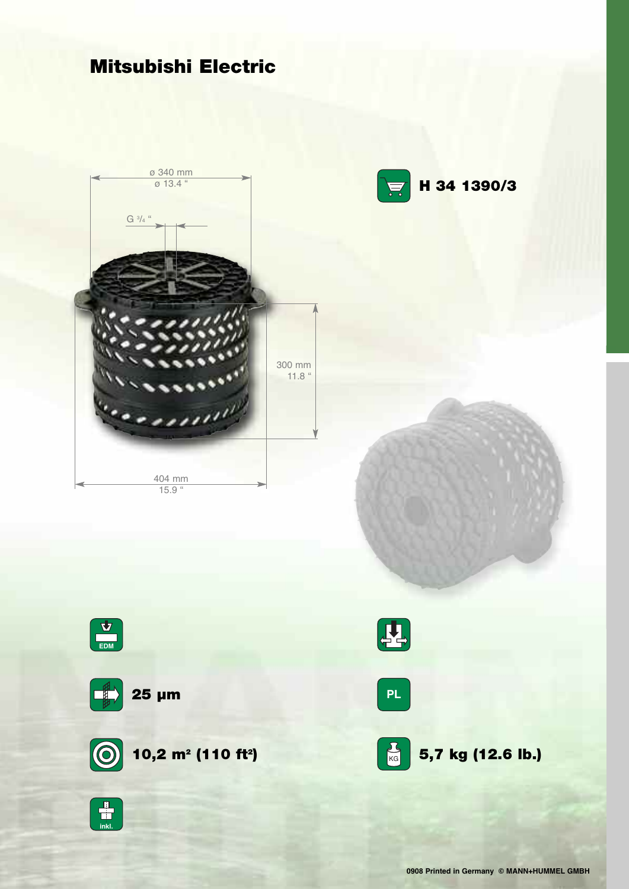# Mitsubishi Electric

ø 340 mm
ø 13.4 "

G ³/₄ "

300 mm
11.8 "

404 mm
15.9 "

**H 34 1390/3**

EDM

**25 µm**

PL

**10,2 m² (110 ft²)**

**5,7 kg (12.6 lb.)**

inkl.

0908 Printed in Germany © MANN+HUMMEL GMBH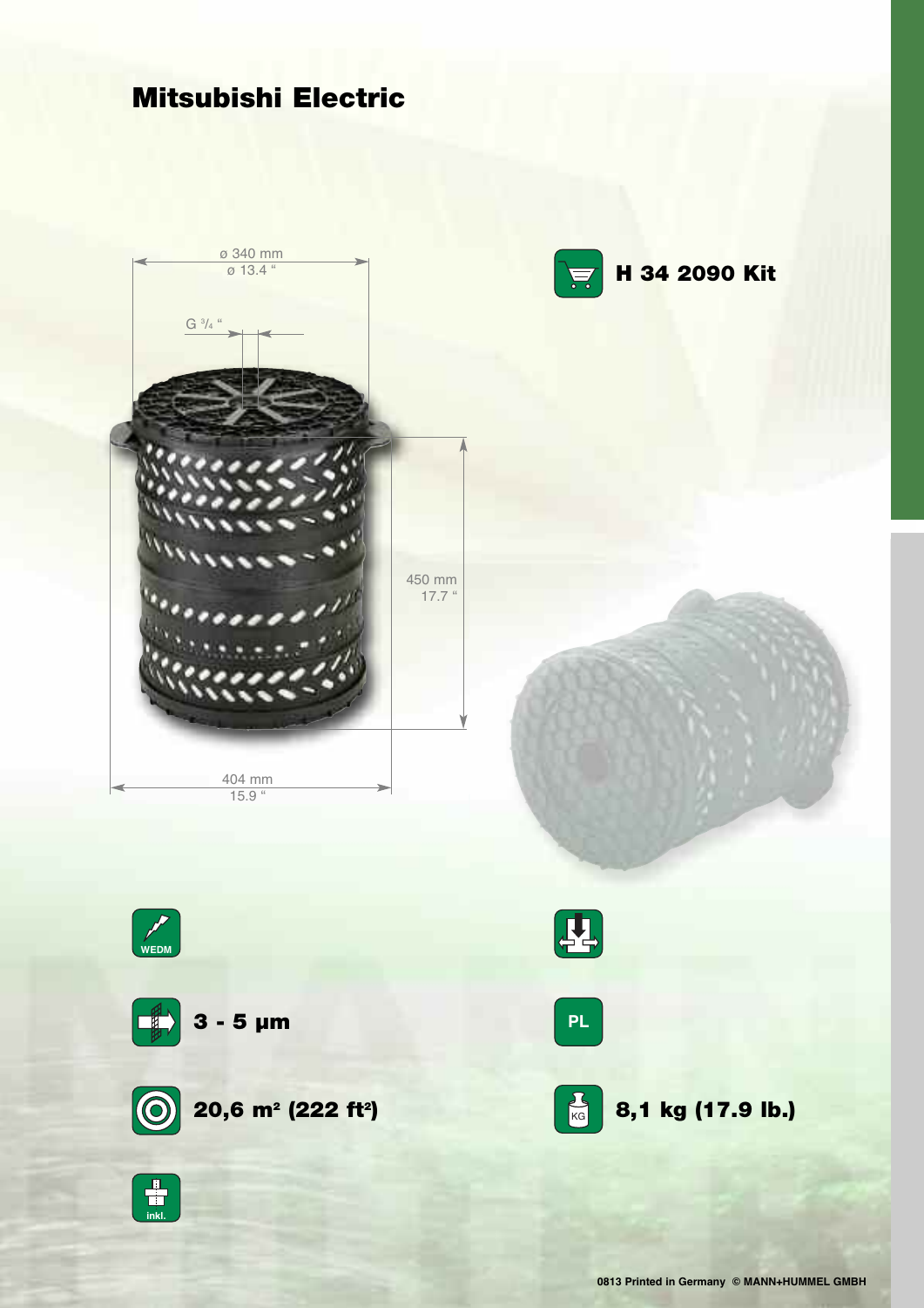# Mitsubishi Electric

ø 340 mm
ø 13.4 "

G ¾ "

450 mm
17.7 "

404 mm
15.9 "

**H 34 2090 Kit**

WEDM

**3 - 5 µm**

**20,6 m² (222 ft²)**

inkl.

PL

**8,1 kg (17.9 lb.)**

0813 Printed in Germany © MANN+HUMMEL GMBH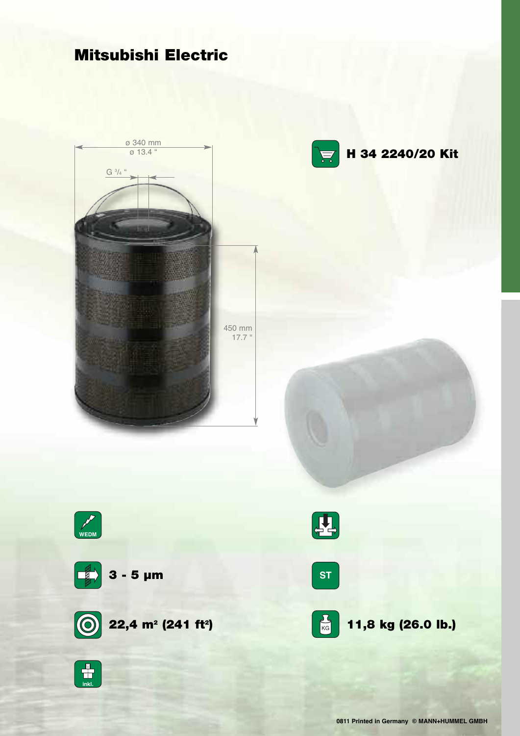# Mitsubishi Electric

ø 340 mm
ø 13.4 "

G ³/₄ "

450 mm
17.7 "

**H 34 2240/20 Kit**

WEDM

**3 - 5 µm**

**22,4 m² (241 ft²)**

inkl.

ST

**11,8 kg (26.0 lb.)**

0811 Printed in Germany © MANN+HUMMEL GMBH